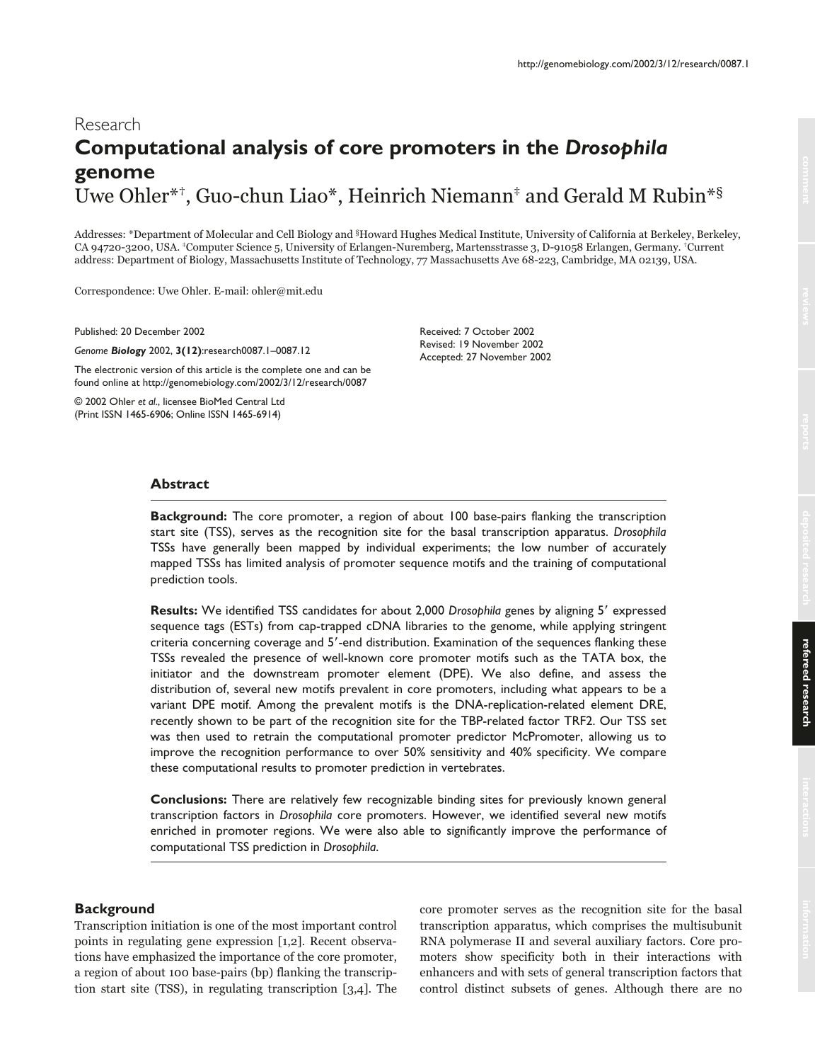Research

# Computational analysis of core promoters in the *Drosophila* genome

Uwe Ohler*†, Guo-chun Liao*, Heinrich Niemann‡ and Gerald M Rubin*§

Addresses: *Department of Molecular and Cell Biology and §Howard Hughes Medical Institute, University of California at Berkeley, Berkeley, CA 94720-3200, USA. ‡Computer Science 5, University of Erlangen-Nuremberg, Martensstrasse 3, D-91058 Erlangen, Germany. †Current address: Department of Biology, Massachusetts Institute of Technology, 77 Massachusetts Ave 68-223, Cambridge, MA 02139, USA.

Correspondence: Uwe Ohler. E-mail: ohler@mit.edu

Published: 20 December 2002

*Genome* ***Biology*** 2002, **3(12)**:research0087.1–0087.12

The electronic version of this article is the complete one and can be found online at http://genomebiology.com/2002/3/12/research/0087

© 2002 Ohler *et al*., licensee BioMed Central Ltd (Print ISSN 1465-6906; Online ISSN 1465-6914)

Received: 7 October 2002
Revised: 19 November 2002
Accepted: 27 November 2002

## Abstract

**Background:** The core promoter, a region of about 100 base-pairs flanking the transcription start site (TSS), serves as the recognition site for the basal transcription apparatus. *Drosophila* TSSs have generally been mapped by individual experiments; the low number of accurately mapped TSSs has limited analysis of promoter sequence motifs and the training of computational prediction tools.

**Results:** We identified TSS candidates for about 2,000 *Drosophila* genes by aligning 5′ expressed sequence tags (ESTs) from cap-trapped cDNA libraries to the genome, while applying stringent criteria concerning coverage and 5′-end distribution. Examination of the sequences flanking these TSSs revealed the presence of well-known core promoter motifs such as the TATA box, the initiator and the downstream promoter element (DPE). We also define, and assess the distribution of, several new motifs prevalent in core promoters, including what appears to be a variant DPE motif. Among the prevalent motifs is the DNA-replication-related element DRE, recently shown to be part of the recognition site for the TBP-related factor TRF2. Our TSS set was then used to retrain the computational promoter predictor McPromoter, allowing us to improve the recognition performance to over 50% sensitivity and 40% specificity. We compare these computational results to promoter prediction in vertebrates.

**Conclusions:** There are relatively few recognizable binding sites for previously known general transcription factors in *Drosophila* core promoters. However, we identified several new motifs enriched in promoter regions. We were also able to significantly improve the performance of computational TSS prediction in *Drosophila*.

## Background

Transcription initiation is one of the most important control points in regulating gene expression [1,2]. Recent observations have emphasized the importance of the core promoter, a region of about 100 base-pairs (bp) flanking the transcription start site (TSS), in regulating transcription [3,4]. The core promoter serves as the recognition site for the basal transcription apparatus, which comprises the multisubunit RNA polymerase II and several auxiliary factors. Core promoters show specificity both in their interactions with enhancers and with sets of general transcription factors that control distinct subsets of genes. Although there are no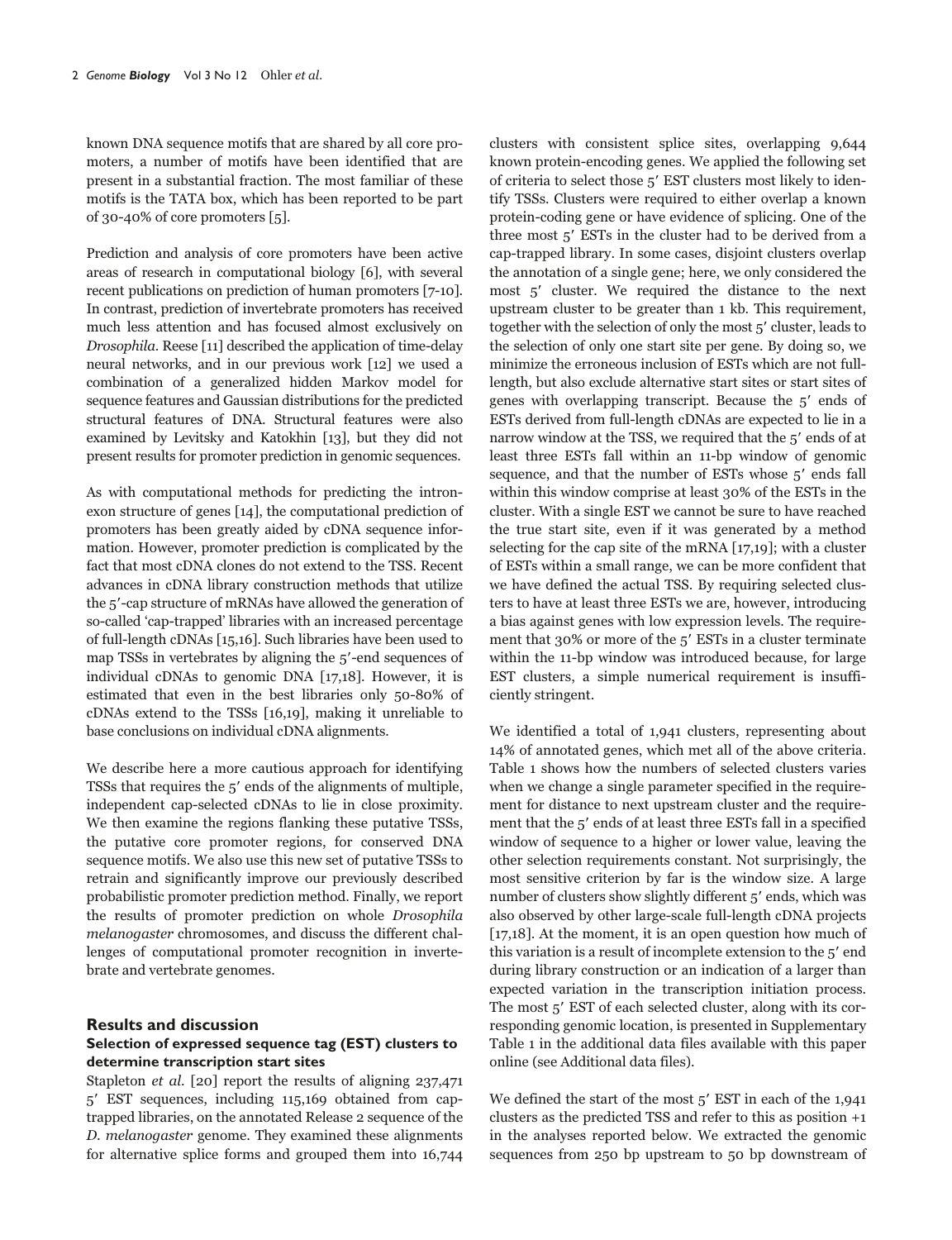known DNA sequence motifs that are shared by all core promoters, a number of motifs have been identified that are present in a substantial fraction. The most familiar of these motifs is the TATA box, which has been reported to be part of 30-40% of core promoters [5].

Prediction and analysis of core promoters have been active areas of research in computational biology [6], with several recent publications on prediction of human promoters [7-10]. In contrast, prediction of invertebrate promoters has received much less attention and has focused almost exclusively on *Drosophila*. Reese [11] described the application of time-delay neural networks, and in our previous work [12] we used a combination of a generalized hidden Markov model for sequence features and Gaussian distributions for the predicted structural features of DNA. Structural features were also examined by Levitsky and Katokhin [13], but they did not present results for promoter prediction in genomic sequences.

As with computational methods for predicting the intron-exon structure of genes [14], the computational prediction of promoters has been greatly aided by cDNA sequence information. However, promoter prediction is complicated by the fact that most cDNA clones do not extend to the TSS. Recent advances in cDNA library construction methods that utilize the 5′-cap structure of mRNAs have allowed the generation of so-called 'cap-trapped' libraries with an increased percentage of full-length cDNAs [15,16]. Such libraries have been used to map TSSs in vertebrates by aligning the 5′-end sequences of individual cDNAs to genomic DNA [17,18]. However, it is estimated that even in the best libraries only 50-80% of cDNAs extend to the TSSs [16,19], making it unreliable to base conclusions on individual cDNA alignments.

We describe here a more cautious approach for identifying TSSs that requires the 5′ ends of the alignments of multiple, independent cap-selected cDNAs to lie in close proximity. We then examine the regions flanking these putative TSSs, the putative core promoter regions, for conserved DNA sequence motifs. We also use this new set of putative TSSs to retrain and significantly improve our previously described probabilistic promoter prediction method. Finally, we report the results of promoter prediction on whole *Drosophila melanogaster* chromosomes, and discuss the different challenges of computational promoter recognition in invertebrate and vertebrate genomes.

## Results and discussion

### Selection of expressed sequence tag (EST) clusters to determine transcription start sites

Stapleton *et al.* [20] report the results of aligning 237,471 5′ EST sequences, including 115,169 obtained from cap-trapped libraries, on the annotated Release 2 sequence of the *D. melanogaster* genome. They examined these alignments for alternative splice forms and grouped them into 16,744 clusters with consistent splice sites, overlapping 9,644 known protein-encoding genes. We applied the following set of criteria to select those 5′ EST clusters most likely to identify TSSs. Clusters were required to either overlap a known protein-coding gene or have evidence of splicing. One of the three most 5′ ESTs in the cluster had to be derived from a cap-trapped library. In some cases, disjoint clusters overlap the annotation of a single gene; here, we only considered the most 5′ cluster. We required the distance to the next upstream cluster to be greater than 1 kb. This requirement, together with the selection of only the most 5′ cluster, leads to the selection of only one start site per gene. By doing so, we minimize the erroneous inclusion of ESTs which are not full-length, but also exclude alternative start sites or start sites of genes with overlapping transcript. Because the 5′ ends of ESTs derived from full-length cDNAs are expected to lie in a narrow window at the TSS, we required that the 5′ ends of at least three ESTs fall within an 11-bp window of genomic sequence, and that the number of ESTs whose 5′ ends fall within this window comprise at least 30% of the ESTs in the cluster. With a single EST we cannot be sure to have reached the true start site, even if it was generated by a method selecting for the cap site of the mRNA [17,19]; with a cluster of ESTs within a small range, we can be more confident that we have defined the actual TSS. By requiring selected clusters to have at least three ESTs we are, however, introducing a bias against genes with low expression levels. The requirement that 30% or more of the 5′ ESTs in a cluster terminate within the 11-bp window was introduced because, for large EST clusters, a simple numerical requirement is insufficiently stringent.

We identified a total of 1,941 clusters, representing about 14% of annotated genes, which met all of the above criteria. Table 1 shows how the numbers of selected clusters varies when we change a single parameter specified in the requirement for distance to next upstream cluster and the requirement that the 5′ ends of at least three ESTs fall in a specified window of sequence to a higher or lower value, leaving the other selection requirements constant. Not surprisingly, the most sensitive criterion by far is the window size. A large number of clusters show slightly different 5′ ends, which was also observed by other large-scale full-length cDNA projects [17,18]. At the moment, it is an open question how much of this variation is a result of incomplete extension to the 5′ end during library construction or an indication of a larger than expected variation in the transcription initiation process. The most 5′ EST of each selected cluster, along with its corresponding genomic location, is presented in Supplementary Table 1 in the additional data files available with this paper online (see Additional data files).

We defined the start of the most 5′ EST in each of the 1,941 clusters as the predicted TSS and refer to this as position +1 in the analyses reported below. We extracted the genomic sequences from 250 bp upstream to 50 bp downstream of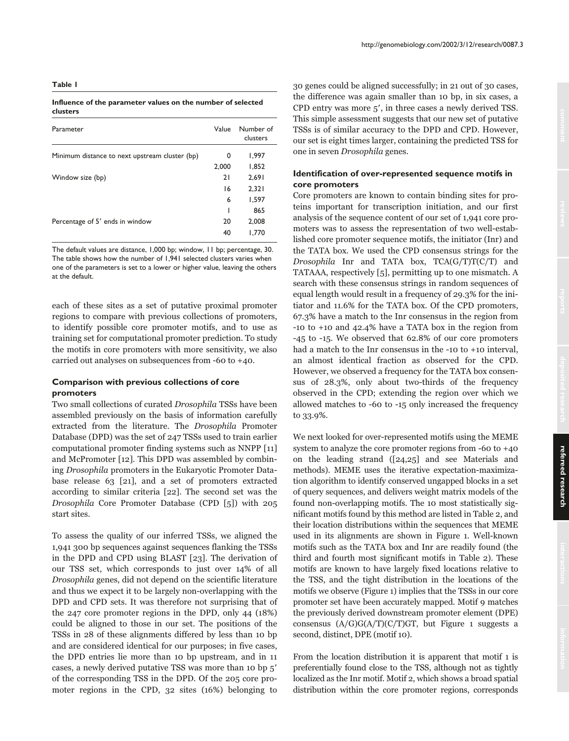**Table 1**

**Influence of the parameter values on the number of selected clusters**

| Parameter | Value | Number of clusters |
|---|---|---|
| Minimum distance to next upstream cluster (bp) | 0 | 1,997 |
| | 2,000 | 1,852 |
| Window size (bp) | 21 | 2,691 |
| | 16 | 2,321 |
| | 6 | 1,597 |
| | 1 | 865 |
| Percentage of 5′ ends in window | 20 | 2,008 |
| | 40 | 1,770 |

The default values are distance, 1,000 bp; window, 11 bp; percentage, 30. The table shows how the number of 1,941 selected clusters varies when one of the parameters is set to a lower or higher value, leaving the others at the default.

each of these sites as a set of putative proximal promoter regions to compare with previous collections of promoters, to identify possible core promoter motifs, and to use as training set for computational promoter prediction. To study the motifs in core promoters with more sensitivity, we also carried out analyses on subsequences from -60 to +40.

### Comparison with previous collections of core promoters

Two small collections of curated *Drosophila* TSSs have been assembled previously on the basis of information carefully extracted from the literature. The *Drosophila* Promoter Database (DPD) was the set of 247 TSSs used to train earlier computational promoter finding systems such as NNPP [11] and McPromoter [12]. This DPD was assembled by combining *Drosophila* promoters in the Eukaryotic Promoter Database release 63 [21], and a set of promoters extracted according to similar criteria [22]. The second set was the *Drosophila* Core Promoter Database (CPD [5]) with 205 start sites.

To assess the quality of our inferred TSSs, we aligned the 1,941 300 bp sequences against sequences flanking the TSSs in the DPD and CPD using BLAST [23]. The derivation of our TSS set, which corresponds to just over 14% of all *Drosophila* genes, did not depend on the scientific literature and thus we expect it to be largely non-overlapping with the DPD and CPD sets. It was therefore not surprising that of the 247 core promoter regions in the DPD, only 44 (18%) could be aligned to those in our set. The positions of the TSSs in 28 of these alignments differed by less than 10 bp and are considered identical for our purposes; in five cases, the DPD entries lie more than 10 bp upstream, and in 11 cases, a newly derived putative TSS was more than 10 bp 5′ of the corresponding TSS in the DPD. Of the 205 core promoter regions in the CPD, 32 sites (16%) belonging to 30 genes could be aligned successfully; in 21 out of 30 cases, the difference was again smaller than 10 bp, in six cases, a CPD entry was more 5′, in three cases a newly derived TSS. This simple assessment suggests that our new set of putative TSSs is of similar accuracy to the DPD and CPD. However, our set is eight times larger, containing the predicted TSS for one in seven *Drosophila* genes.

### Identification of over-represented sequence motifs in core promoters

Core promoters are known to contain binding sites for proteins important for transcription initiation, and our first analysis of the sequence content of our set of 1,941 core promoters was to assess the representation of two well-established core promoter sequence motifs, the initiator (Inr) and the TATA box. We used the CPD consensus strings for the *Drosophila* Inr and TATA box, TCA(G/T)T(C/T) and TATAAA, respectively [5], permitting up to one mismatch. A search with these consensus strings in random sequences of equal length would result in a frequency of 29.3% for the initiator and 11.6% for the TATA box. Of the CPD promoters, 67.3% have a match to the Inr consensus in the region from -10 to +10 and 42.4% have a TATA box in the region from -45 to -15. We observed that 62.8% of our core promoters had a match to the Inr consensus in the -10 to +10 interval, an almost identical fraction as observed for the CPD. However, we observed a frequency for the TATA box consensus of 28.3%, only about two-thirds of the frequency observed in the CPD; extending the region over which we allowed matches to -60 to -15 only increased the frequency to 33.9%.

We next looked for over-represented motifs using the MEME system to analyze the core promoter regions from -60 to +40 on the leading strand ([24,25] and see Materials and methods). MEME uses the iterative expectation-maximization algorithm to identify conserved ungapped blocks in a set of query sequences, and delivers weight matrix models of the found non-overlapping motifs. The 10 most statistically significant motifs found by this method are listed in Table 2, and their location distributions within the sequences that MEME used in its alignments are shown in Figure 1. Well-known motifs such as the TATA box and Inr are readily found (the third and fourth most significant motifs in Table 2). These motifs are known to have largely fixed locations relative to the TSS, and the tight distribution in the locations of the motifs we observe (Figure 1) implies that the TSSs in our core promoter set have been accurately mapped. Motif 9 matches the previously derived downstream promoter element (DPE) consensus (A/G)G(A/T)(C/T)GT, but Figure 1 suggests a second, distinct, DPE (motif 10).

From the location distribution it is apparent that motif 1 is preferentially found close to the TSS, although not as tightly localized as the Inr motif. Motif 2, which shows a broad spatial distribution within the core promoter regions, corresponds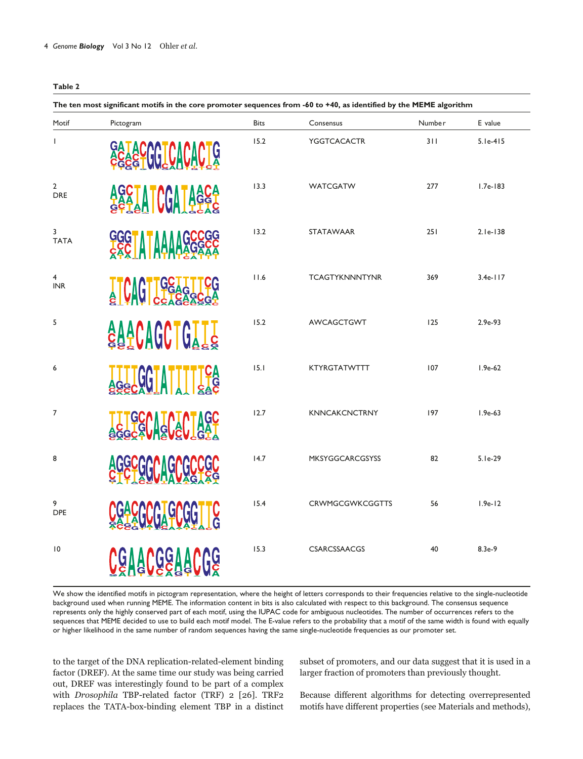**Table 2**

**The ten most significant motifs in the core promoter sequences from -60 to +40, as identified by the MEME algorithm**

| Motif | Pictogram | Bits | Consensus | Number | E value |
|---|---|---|---|---|---|
| 1 | | 15.2 | YGGTCACACTR | 311 | 5.1e-415 |
| 2 DRE | | 13.3 | WATCGATW | 277 | 1.7e-183 |
| 3 TATA | | 13.2 | STATAWAAR | 251 | 2.1e-138 |
| 4 INR | | 11.6 | TCAGTYKNNNTYNR | 369 | 3.4e-117 |
| 5 | | 15.2 | AWCAGCTGWT | 125 | 2.9e-93 |
| 6 | | 15.1 | KTYRGTATWTTT | 107 | 1.9e-62 |
| 7 | | 12.7 | KNNCAKCNCTRNY | 197 | 1.9e-63 |
| 8 | | 14.7 | MKSYGGCARCGSYSS | 82 | 5.1e-29 |
| 9 DPE | | 15.4 | CRWMGCGWKCGGTTS | 56 | 1.9e-12 |
| 10 | | 15.3 | CSARCSSAACGS | 40 | 8.3e-9 |

We show the identified motifs in pictogram representation, where the height of letters corresponds to their frequencies relative to the single-nucleotide background used when running MEME. The information content in bits is also calculated with respect to this background. The consensus sequence represents only the highly conserved part of each motif, using the IUPAC code for ambiguous nucleotides. The number of occurrences refers to the sequences that MEME decided to use to build each motif model. The E-value refers to the probability that a motif of the same width is found with equally or higher likelihood in the same number of random sequences having the same single-nucleotide frequencies as our promoter set.

to the target of the DNA replication-related-element binding factor (DREF). At the same time our study was being carried out, DREF was interestingly found to be part of a complex with *Drosophila* TBP-related factor (TRF) 2 [26]. TRF2 replaces the TATA-box-binding element TBP in a distinct subset of promoters, and our data suggest that it is used in a larger fraction of promoters than previously thought.

Because different algorithms for detecting overrepresented motifs have different properties (see Materials and methods),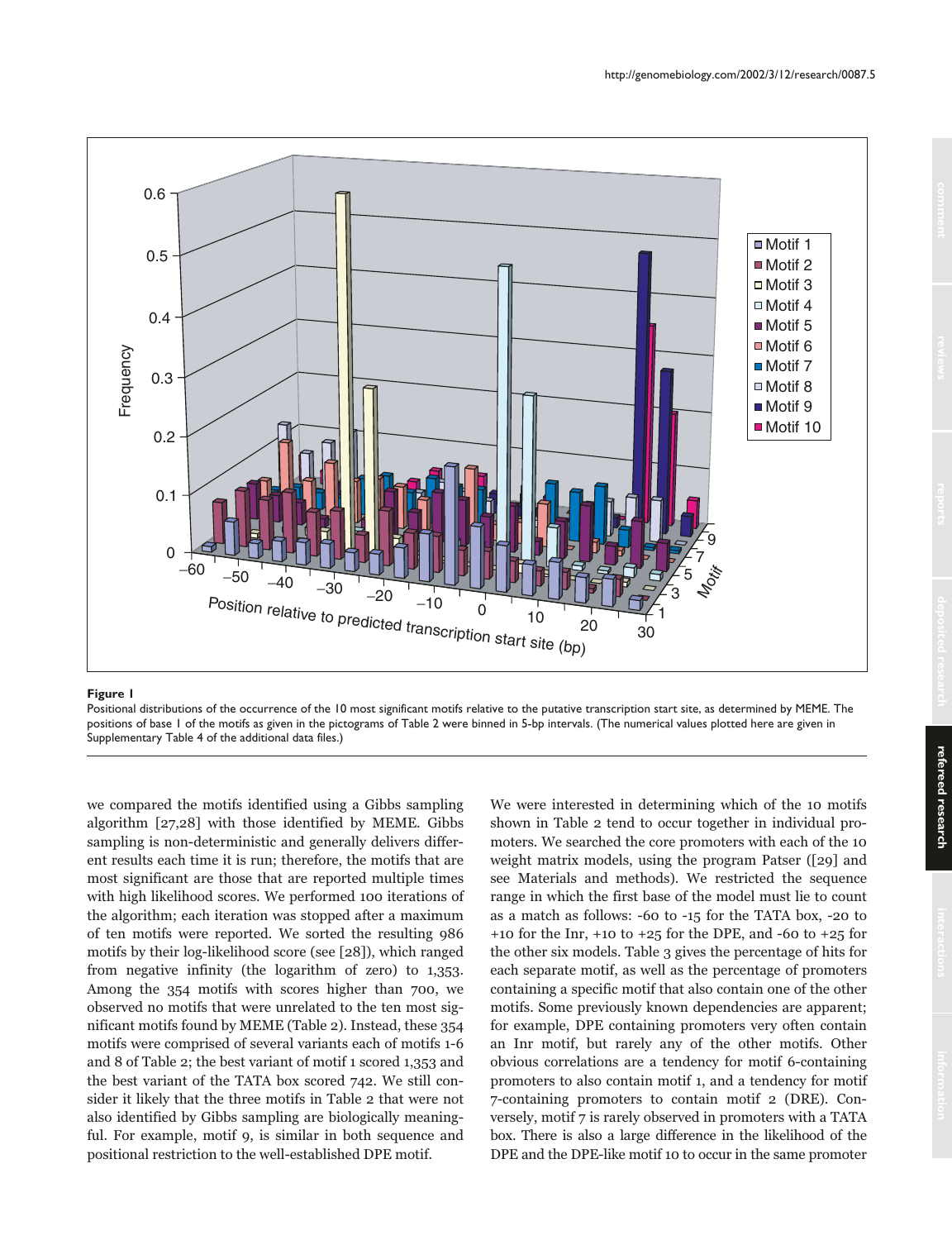**Figure 1**

Positional distributions of the occurrence of the 10 most significant motifs relative to the putative transcription start site, as determined by MEME. The positions of base 1 of the motifs as given in the pictograms of Table 2 were binned in 5-bp intervals. (The numerical values plotted here are given in Supplementary Table 4 of the additional data files.)

we compared the motifs identified using a Gibbs sampling algorithm [27,28] with those identified by MEME. Gibbs sampling is non-deterministic and generally delivers different results each time it is run; therefore, the motifs that are most significant are those that are reported multiple times with high likelihood scores. We performed 100 iterations of the algorithm; each iteration was stopped after a maximum of ten motifs were reported. We sorted the resulting 986 motifs by their log-likelihood score (see [28]), which ranged from negative infinity (the logarithm of zero) to 1,353. Among the 354 motifs with scores higher than 700, we observed no motifs that were unrelated to the ten most significant motifs found by MEME (Table 2). Instead, these 354 motifs were comprised of several variants each of motifs 1-6 and 8 of Table 2; the best variant of motif 1 scored 1,353 and the best variant of the TATA box scored 742. We still consider it likely that the three motifs in Table 2 that were not also identified by Gibbs sampling are biologically meaningful. For example, motif 9, is similar in both sequence and positional restriction to the well-established DPE motif.

We were interested in determining which of the 10 motifs shown in Table 2 tend to occur together in individual promoters. We searched the core promoters with each of the 10 weight matrix models, using the program Patser ([29] and see Materials and methods). We restricted the sequence range in which the first base of the model must lie to count as a match as follows: -60 to -15 for the TATA box, -20 to +10 for the Inr, +10 to +25 for the DPE, and -60 to +25 for the other six models. Table 3 gives the percentage of hits for each separate motif, as well as the percentage of promoters containing a specific motif that also contain one of the other motifs. Some previously known dependencies are apparent; for example, DPE containing promoters very often contain an Inr motif, but rarely any of the other motifs. Other obvious correlations are a tendency for motif 6-containing promoters to also contain motif 1, and a tendency for motif 7-containing promoters to contain motif 2 (DRE). Conversely, motif 7 is rarely observed in promoters with a TATA box. There is also a large difference in the likelihood of the DPE and the DPE-like motif 10 to occur in the same promoter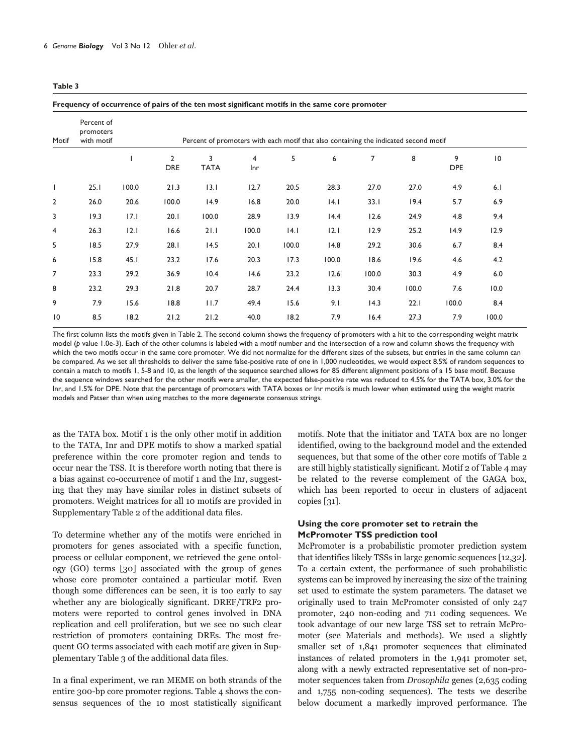**Table 3**

**Frequency of occurrence of pairs of the ten most significant motifs in the same core promoter**

| Motif | Percent of promoters with motif | Percent of promoters with each motif that also containing the indicated second motif | | | | | | | | | |
|---|---|---|---|---|---|---|---|---|---|---|---|
| | | 1 | 2 DRE | 3 TATA | 4 Inr | 5 | 6 | 7 | 8 | 9 DPE | 10 |
| 1 | 25.1 | 100.0 | 21.3 | 13.1 | 12.7 | 20.5 | 28.3 | 27.0 | 27.0 | 4.9 | 6.1 |
| 2 | 26.0 | 20.6 | 100.0 | 14.9 | 16.8 | 20.0 | 14.1 | 33.1 | 19.4 | 5.7 | 6.9 |
| 3 | 19.3 | 17.1 | 20.1 | 100.0 | 28.9 | 13.9 | 14.4 | 12.6 | 24.9 | 4.8 | 9.4 |
| 4 | 26.3 | 12.1 | 16.6 | 21.1 | 100.0 | 14.1 | 12.1 | 12.9 | 25.2 | 14.9 | 12.9 |
| 5 | 18.5 | 27.9 | 28.1 | 14.5 | 20.1 | 100.0 | 14.8 | 29.2 | 30.6 | 6.7 | 8.4 |
| 6 | 15.8 | 45.1 | 23.2 | 17.6 | 20.3 | 17.3 | 100.0 | 18.6 | 19.6 | 4.6 | 4.2 |
| 7 | 23.3 | 29.2 | 36.9 | 10.4 | 14.6 | 23.2 | 12.6 | 100.0 | 30.3 | 4.9 | 6.0 |
| 8 | 23.2 | 29.3 | 21.8 | 20.7 | 28.7 | 24.4 | 13.3 | 30.4 | 100.0 | 7.6 | 10.0 |
| 9 | 7.9 | 15.6 | 18.8 | 11.7 | 49.4 | 15.6 | 9.1 | 14.3 | 22.1 | 100.0 | 8.4 |
| 10 | 8.5 | 18.2 | 21.2 | 21.2 | 40.0 | 18.2 | 7.9 | 16.4 | 27.3 | 7.9 | 100.0 |

The first column lists the motifs given in Table 2. The second column shows the frequency of promoters with a hit to the corresponding weight matrix model (*p* value 1.0e-3). Each of the other columns is labeled with a motif number and the intersection of a row and column shows the frequency with which the two motifs occur in the same core promoter. We did not normalize for the different sizes of the subsets, but entries in the same column can be compared. As we set all thresholds to deliver the same false-positive rate of one in 1,000 nucleotides, we would expect 8.5% of random sequences to contain a match to motifs 1, 5-8 and 10, as the length of the sequence searched allows for 85 different alignment positions of a 15 base motif. Because the sequence windows searched for the other motifs were smaller, the expected false-positive rate was reduced to 4.5% for the TATA box, 3.0% for the Inr, and 1.5% for DPE. Note that the percentage of promoters with TATA boxes or Inr motifs is much lower when estimated using the weight matrix models and Patser than when using matches to the more degenerate consensus strings.

as the TATA box. Motif 1 is the only other motif in addition to the TATA, Inr and DPE motifs to show a marked spatial preference within the core promoter region and tends to occur near the TSS. It is therefore worth noting that there is a bias against co-occurrence of motif 1 and the Inr, suggesting that they may have similar roles in distinct subsets of promoters. Weight matrices for all 10 motifs are provided in Supplementary Table 2 of the additional data files.

To determine whether any of the motifs were enriched in promoters for genes associated with a specific function, process or cellular component, we retrieved the gene ontology (GO) terms [30] associated with the group of genes whose core promoter contained a particular motif. Even though some differences can be seen, it is too early to say whether any are biologically significant. DREF/TRF2 promoters were reported to control genes involved in DNA replication and cell proliferation, but we see no such clear restriction of promoters containing DREs. The most frequent GO terms associated with each motif are given in Supplementary Table 3 of the additional data files.

In a final experiment, we ran MEME on both strands of the entire 300-bp core promoter regions. Table 4 shows the consensus sequences of the 10 most statistically significant motifs. Note that the initiator and TATA box are no longer identified, owing to the background model and the extended sequences, but that some of the other core motifs of Table 2 are still highly statistically significant. Motif 2 of Table 4 may be related to the reverse complement of the GAGA box, which has been reported to occur in clusters of adjacent copies [31].

### Using the core promoter set to retrain the McPromoter TSS prediction tool

McPromoter is a probabilistic promoter prediction system that identifies likely TSSs in large genomic sequences [12,32]. To a certain extent, the performance of such probabilistic systems can be improved by increasing the size of the training set used to estimate the system parameters. The dataset we originally used to train McPromoter consisted of only 247 promoter, 240 non-coding and 711 coding sequences. We took advantage of our new large TSS set to retrain McPromoter (see Materials and methods). We used a slightly smaller set of 1,841 promoter sequences that eliminated instances of related promoters in the 1,941 promoter set, along with a newly extracted representative set of non-promoter sequences taken from *Drosophila* genes (2,635 coding and 1,755 non-coding sequences). The tests we describe below document a markedly improved performance. The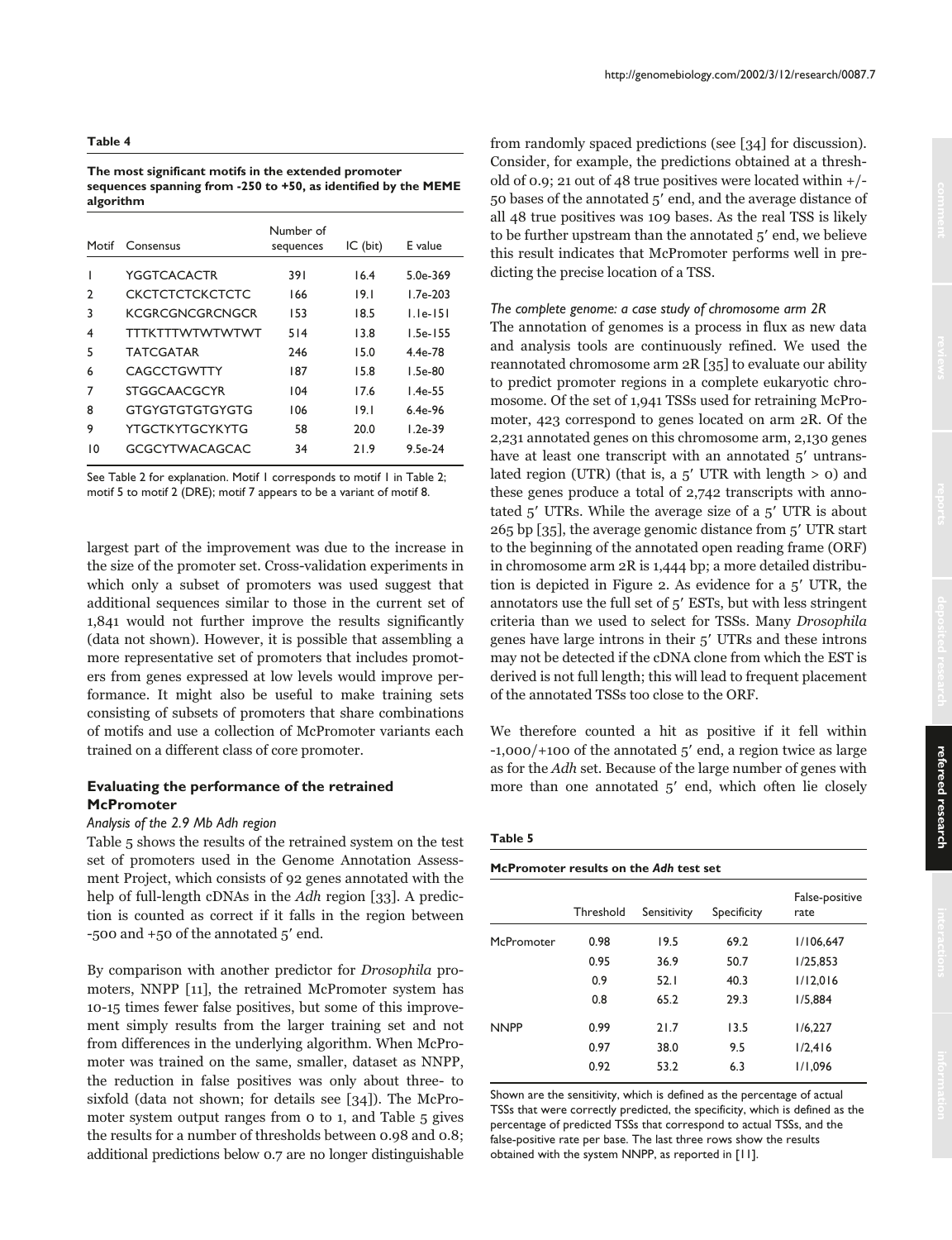**Table 4**

**The most significant motifs in the extended promoter sequences spanning from -250 to +50, as identified by the MEME algorithm**

| Motif | Consensus | Number of sequences | IC (bit) | E value |
|---|---|---|---|---|
| 1 | YGGTCACACTR | 391 | 16.4 | 5.0e-369 |
| 2 | CKCTCTCTCKCTCTC | 166 | 19.1 | 1.7e-203 |
| 3 | KCGRCGNCGRCNGCR | 153 | 18.5 | 1.1e-151 |
| 4 | TTTKTTTWTWTWTWT | 514 | 13.8 | 1.5e-155 |
| 5 | TATCGATAR | 246 | 15.0 | 4.4e-78 |
| 6 | CAGCCTGWTTY | 187 | 15.8 | 1.5e-80 |
| 7 | STGGCAACGCYR | 104 | 17.6 | 1.4e-55 |
| 8 | GTGYGTGTGTGYGTG | 106 | 19.1 | 6.4e-96 |
| 9 | YTGCTKYTGCYKYTG | 58 | 20.0 | 1.2e-39 |
| 10 | GCGCYTWACAGCAC | 34 | 21.9 | 9.5e-24 |

See Table 2 for explanation. Motif 1 corresponds to motif 1 in Table 2; motif 5 to motif 2 (DRE); motif 7 appears to be a variant of motif 8.

largest part of the improvement was due to the increase in the size of the promoter set. Cross-validation experiments in which only a subset of promoters was used suggest that additional sequences similar to those in the current set of 1,841 would not further improve the results significantly (data not shown). However, it is possible that assembling a more representative set of promoters that includes promoters from genes expressed at low levels would improve performance. It might also be useful to make training sets consisting of subsets of promoters that share combinations of motifs and use a collection of McPromoter variants each trained on a different class of core promoter.

## Evaluating the performance of the retrained McPromoter

### *Analysis of the 2.9 Mb Adh region*

Table 5 shows the results of the retrained system on the test set of promoters used in the Genome Annotation Assessment Project, which consists of 92 genes annotated with the help of full-length cDNAs in the *Adh* region [33]. A prediction is counted as correct if it falls in the region between -500 and +50 of the annotated 5′ end.

By comparison with another predictor for *Drosophila* promoters, NNPP [11], the retrained McPromoter system has 10-15 times fewer false positives, but some of this improvement simply results from the larger training set and not from differences in the underlying algorithm. When McPromoter was trained on the same, smaller, dataset as NNPP, the reduction in false positives was only about three- to sixfold (data not shown; for details see [34]). The McPromoter system output ranges from 0 to 1, and Table 5 gives the results for a number of thresholds between 0.98 and 0.8; additional predictions below 0.7 are no longer distinguishable from randomly spaced predictions (see [34] for discussion). Consider, for example, the predictions obtained at a threshold of 0.9; 21 out of 48 true positives were located within +/- 50 bases of the annotated 5′ end, and the average distance of all 48 true positives was 109 bases. As the real TSS is likely to be further upstream than the annotated 5′ end, we believe this result indicates that McPromoter performs well in predicting the precise location of a TSS.

### *The complete genome: a case study of chromosome arm 2R*

The annotation of genomes is a process in flux as new data and analysis tools are continuously refined. We used the reannotated chromosome arm 2R [35] to evaluate our ability to predict promoter regions in a complete eukaryotic chromosome. Of the set of 1,941 TSSs used for retraining McPromoter, 423 correspond to genes located on arm 2R. Of the 2,231 annotated genes on this chromosome arm, 2,130 genes have at least one transcript with an annotated 5′ untranslated region (UTR) (that is, a 5′ UTR with length > 0) and these genes produce a total of 2,742 transcripts with annotated 5′ UTRs. While the average size of a 5′ UTR is about 265 bp [35], the average genomic distance from 5′ UTR start to the beginning of the annotated open reading frame (ORF) in chromosome arm 2R is 1,444 bp; a more detailed distribution is depicted in Figure 2. As evidence for a 5′ UTR, the annotators use the full set of 5′ ESTs, but with less stringent criteria than we used to select for TSSs. Many *Drosophila* genes have large introns in their 5′ UTRs and these introns may not be detected if the cDNA clone from which the EST is derived is not full length; this will lead to frequent placement of the annotated TSSs too close to the ORF.

We therefore counted a hit as positive if it fell within -1,000/+100 of the annotated 5′ end, a region twice as large as for the *Adh* set. Because of the large number of genes with more than one annotated 5′ end, which often lie closely

**Table 5**

**McPromoter results on the *Adh* test set**

| | Threshold | Sensitivity | Specificity | False-positive rate |
|---|---|---|---|---|
| McPromoter | 0.98 | 19.5 | 69.2 | 1/106,647 |
| | 0.95 | 36.9 | 50.7 | 1/25,853 |
| | 0.9 | 52.1 | 40.3 | 1/12,016 |
| | 0.8 | 65.2 | 29.3 | 1/5,884 |
| NNPP | 0.99 | 21.7 | 13.5 | 1/6,227 |
| | 0.97 | 38.0 | 9.5 | 1/2,416 |
| | 0.92 | 53.2 | 6.3 | 1/1,096 |

Shown are the sensitivity, which is defined as the percentage of actual TSSs that were correctly predicted, the specificity, which is defined as the percentage of predicted TSSs that correspond to actual TSSs, and the false-positive rate per base. The last three rows show the results obtained with the system NNPP, as reported in [11].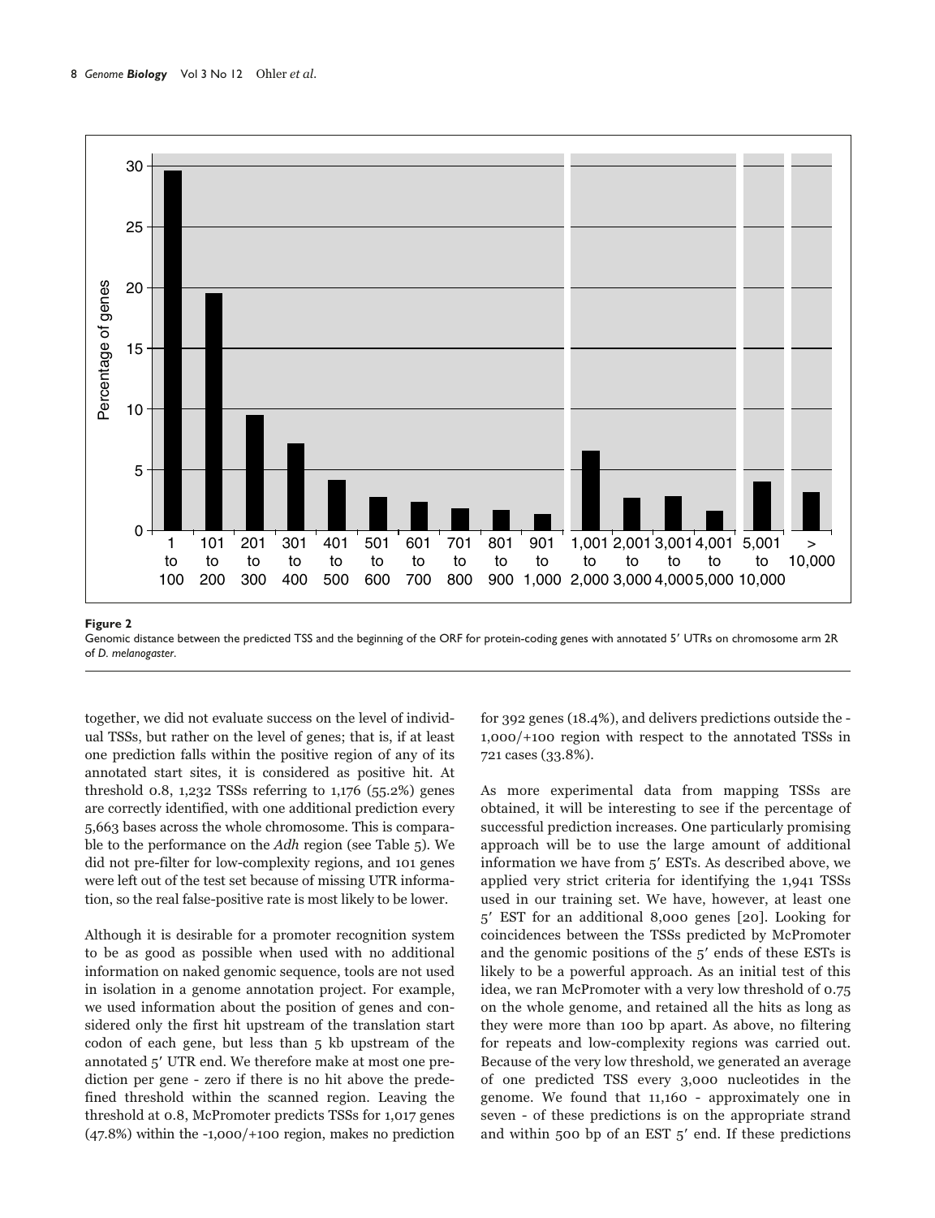**Figure 2**
Genomic distance between the predicted TSS and the beginning of the ORF for protein-coding genes with annotated 5′ UTRs on chromosome arm 2R of *D. melanogaster*.

together, we did not evaluate success on the level of individual TSSs, but rather on the level of genes; that is, if at least one prediction falls within the positive region of any of its annotated start sites, it is considered as positive hit. At threshold 0.8, 1,232 TSSs referring to 1,176 (55.2%) genes are correctly identified, with one additional prediction every 5,663 bases across the whole chromosome. This is comparable to the performance on the *Adh* region (see Table 5). We did not pre-filter for low-complexity regions, and 101 genes were left out of the test set because of missing UTR information, so the real false-positive rate is most likely to be lower.

Although it is desirable for a promoter recognition system to be as good as possible when used with no additional information on naked genomic sequence, tools are not used in isolation in a genome annotation project. For example, we used information about the position of genes and considered only the first hit upstream of the translation start codon of each gene, but less than 5 kb upstream of the annotated 5′ UTR end. We therefore make at most one prediction per gene - zero if there is no hit above the predefined threshold within the scanned region. Leaving the threshold at 0.8, McPromoter predicts TSSs for 1,017 genes (47.8%) within the -1,000/+100 region, makes no prediction for 392 genes (18.4%), and delivers predictions outside the -1,000/+100 region with respect to the annotated TSSs in 721 cases (33.8%).

As more experimental data from mapping TSSs are obtained, it will be interesting to see if the percentage of successful prediction increases. One particularly promising approach will be to use the large amount of additional information we have from 5′ ESTs. As described above, we applied very strict criteria for identifying the 1,941 TSSs used in our training set. We have, however, at least one 5′ EST for an additional 8,000 genes [20]. Looking for coincidences between the TSSs predicted by McPromoter and the genomic positions of the 5′ ends of these ESTs is likely to be a powerful approach. As an initial test of this idea, we ran McPromoter with a very low threshold of 0.75 on the whole genome, and retained all the hits as long as they were more than 100 bp apart. As above, no filtering for repeats and low-complexity regions was carried out. Because of the very low threshold, we generated an average of one predicted TSS every 3,000 nucleotides in the genome. We found that 11,160 - approximately one in seven - of these predictions is on the appropriate strand and within 500 bp of an EST 5′ end. If these predictions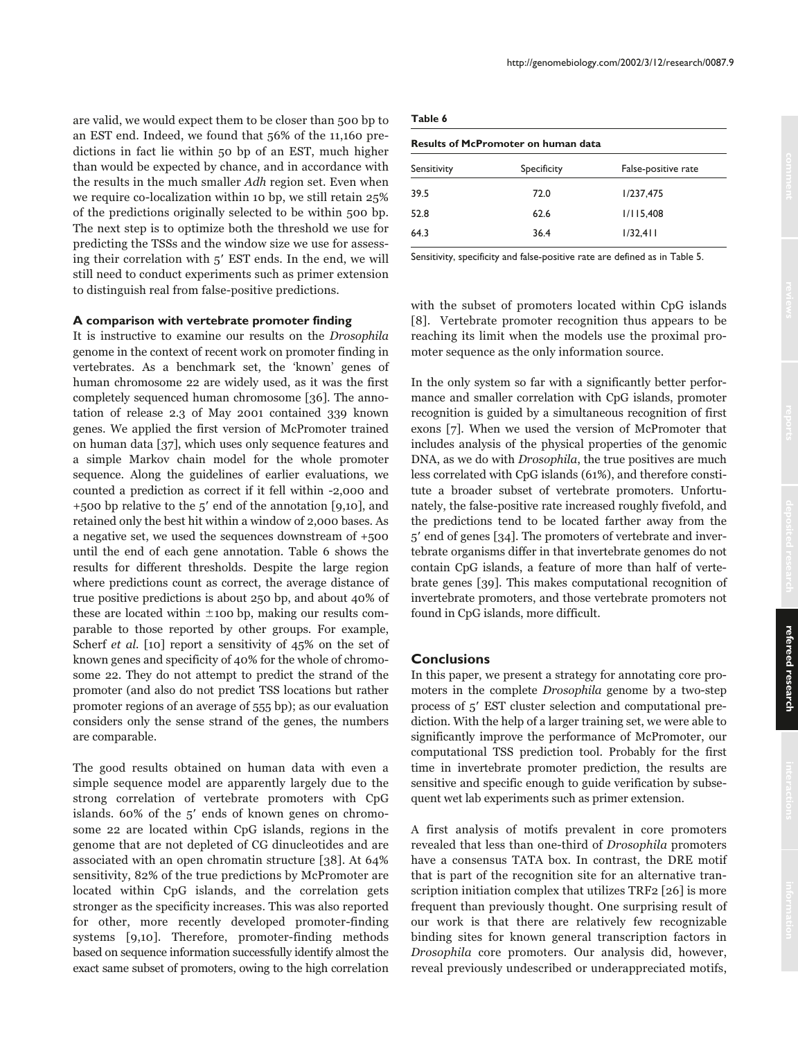are valid, we would expect them to be closer than 500 bp to an EST end. Indeed, we found that 56% of the 11,160 predictions in fact lie within 50 bp of an EST, much higher than would be expected by chance, and in accordance with the results in the much smaller *Adh* region set. Even when we require co-localization within 10 bp, we still retain 25% of the predictions originally selected to be within 500 bp. The next step is to optimize both the threshold we use for predicting the TSSs and the window size we use for assessing their correlation with 5′ EST ends. In the end, we will still need to conduct experiments such as primer extension to distinguish real from false-positive predictions.

### A comparison with vertebrate promoter finding

It is instructive to examine our results on the *Drosophila* genome in the context of recent work on promoter finding in vertebrates. As a benchmark set, the 'known' genes of human chromosome 22 are widely used, as it was the first completely sequenced human chromosome [36]. The annotation of release 2.3 of May 2001 contained 339 known genes. We applied the first version of McPromoter trained on human data [37], which uses only sequence features and a simple Markov chain model for the whole promoter sequence. Along the guidelines of earlier evaluations, we counted a prediction as correct if it fell within -2,000 and +500 bp relative to the 5′ end of the annotation [9,10], and retained only the best hit within a window of 2,000 bases. As a negative set, we used the sequences downstream of +500 until the end of each gene annotation. Table 6 shows the results for different thresholds. Despite the large region where predictions count as correct, the average distance of true positive predictions is about 250 bp, and about 40% of these are located within ±100 bp, making our results comparable to those reported by other groups. For example, Scherf *et al.* [10] report a sensitivity of 45% on the set of known genes and specificity of 40% for the whole of chromosome 22. They do not attempt to predict the strand of the promoter (and also do not predict TSS locations but rather promoter regions of an average of 555 bp); as our evaluation considers only the sense strand of the genes, the numbers are comparable.

**Table 6**

**Results of McPromoter on human data**

| Sensitivity | Specificity | False-positive rate |
|---|---|---|
| 39.5 | 72.0 | 1/237,475 |
| 52.8 | 62.6 | 1/115,408 |
| 64.3 | 36.4 | 1/32,411 |

Sensitivity, specificity and false-positive rate are defined as in Table 5.

The good results obtained on human data with even a simple sequence model are apparently largely due to the strong correlation of vertebrate promoters with CpG islands. 60% of the 5′ ends of known genes on chromosome 22 are located within CpG islands, regions in the genome that are not depleted of CG dinucleotides and are associated with an open chromatin structure [38]. At 64% sensitivity, 82% of the true predictions by McPromoter are located within CpG islands, and the correlation gets stronger as the specificity increases. This was also reported for other, more recently developed promoter-finding systems [9,10]. Therefore, promoter-finding methods based on sequence information successfully identify almost the exact same subset of promoters, owing to the high correlation with the subset of promoters located within CpG islands [8]. Vertebrate promoter recognition thus appears to be reaching its limit when the models use the proximal promoter sequence as the only information source.

In the only system so far with a significantly better performance and smaller correlation with CpG islands, promoter recognition is guided by a simultaneous recognition of first exons [7]. When we used the version of McPromoter that includes analysis of the physical properties of the genomic DNA, as we do with *Drosophila*, the true positives are much less correlated with CpG islands (61%), and therefore constitute a broader subset of vertebrate promoters. Unfortunately, the false-positive rate increased roughly fivefold, and the predictions tend to be located farther away from the 5′ end of genes [34]. The promoters of vertebrate and invertebrate organisms differ in that invertebrate genomes do not contain CpG islands, a feature of more than half of vertebrate genes [39]. This makes computational recognition of invertebrate promoters, and those vertebrate promoters not found in CpG islands, more difficult.

## Conclusions

In this paper, we present a strategy for annotating core promoters in the complete *Drosophila* genome by a two-step process of 5′ EST cluster selection and computational prediction. With the help of a larger training set, we were able to significantly improve the performance of McPromoter, our computational TSS prediction tool. Probably for the first time in invertebrate promoter prediction, the results are sensitive and specific enough to guide verification by subsequent wet lab experiments such as primer extension.

A first analysis of motifs prevalent in core promoters revealed that less than one-third of *Drosophila* promoters have a consensus TATA box. In contrast, the DRE motif that is part of the recognition site for an alternative transcription initiation complex that utilizes TRF2 [26] is more frequent than previously thought. One surprising result of our work is that there are relatively few recognizable binding sites for known general transcription factors in *Drosophila* core promoters. Our analysis did, however, reveal previously undescribed or underappreciated motifs,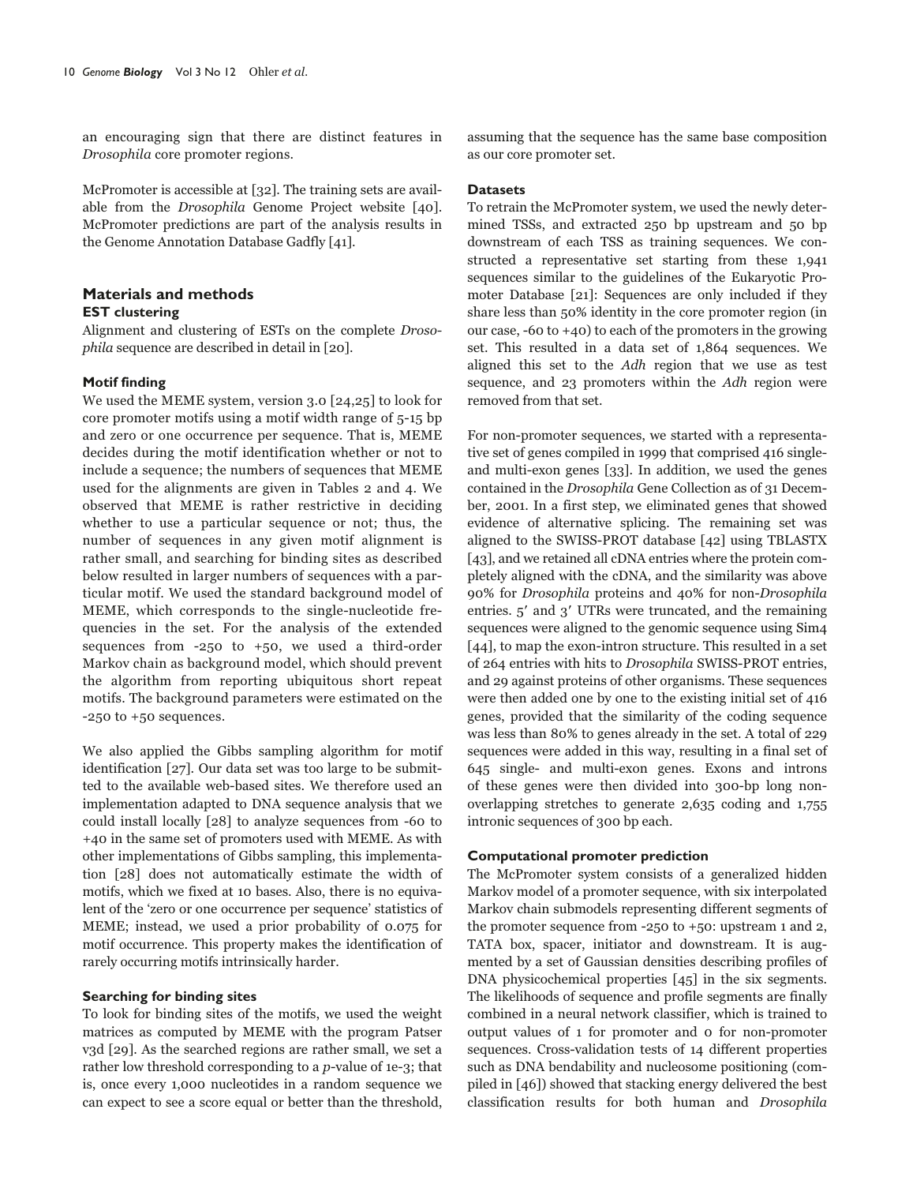an encouraging sign that there are distinct features in *Drosophila* core promoter regions.

McPromoter is accessible at [32]. The training sets are available from the *Drosophila* Genome Project website [40]. McPromoter predictions are part of the analysis results in the Genome Annotation Database Gadfly [41].

## Materials and methods

### EST clustering

Alignment and clustering of ESTs on the complete *Drosophila* sequence are described in detail in [20].

### Motif finding

We used the MEME system, version 3.0 [24,25] to look for core promoter motifs using a motif width range of 5-15 bp and zero or one occurrence per sequence. That is, MEME decides during the motif identification whether or not to include a sequence; the numbers of sequences that MEME used for the alignments are given in Tables 2 and 4. We observed that MEME is rather restrictive in deciding whether to use a particular sequence or not; thus, the number of sequences in any given motif alignment is rather small, and searching for binding sites as described below resulted in larger numbers of sequences with a particular motif. We used the standard background model of MEME, which corresponds to the single-nucleotide frequencies in the set. For the analysis of the extended sequences from -250 to +50, we used a third-order Markov chain as background model, which should prevent the algorithm from reporting ubiquitous short repeat motifs. The background parameters were estimated on the -250 to +50 sequences.

We also applied the Gibbs sampling algorithm for motif identification [27]. Our data set was too large to be submitted to the available web-based sites. We therefore used an implementation adapted to DNA sequence analysis that we could install locally [28] to analyze sequences from -60 to +40 in the same set of promoters used with MEME. As with other implementations of Gibbs sampling, this implementation [28] does not automatically estimate the width of motifs, which we fixed at 10 bases. Also, there is no equivalent of the 'zero or one occurrence per sequence' statistics of MEME; instead, we used a prior probability of 0.075 for motif occurrence. This property makes the identification of rarely occurring motifs intrinsically harder.

### Searching for binding sites

To look for binding sites of the motifs, we used the weight matrices as computed by MEME with the program Patser v3d [29]. As the searched regions are rather small, we set a rather low threshold corresponding to a *p*-value of 1e-3; that is, once every 1,000 nucleotides in a random sequence we can expect to see a score equal or better than the threshold, assuming that the sequence has the same base composition as our core promoter set.

### Datasets

To retrain the McPromoter system, we used the newly determined TSSs, and extracted 250 bp upstream and 50 bp downstream of each TSS as training sequences. We constructed a representative set starting from these 1,941 sequences similar to the guidelines of the Eukaryotic Promoter Database [21]: Sequences are only included if they share less than 50% identity in the core promoter region (in our case, -60 to +40) to each of the promoters in the growing set. This resulted in a data set of 1,864 sequences. We aligned this set to the *Adh* region that we use as test sequence, and 23 promoters within the *Adh* region were removed from that set.

For non-promoter sequences, we started with a representative set of genes compiled in 1999 that comprised 416 single- and multi-exon genes [33]. In addition, we used the genes contained in the *Drosophila* Gene Collection as of 31 December, 2001. In a first step, we eliminated genes that showed evidence of alternative splicing. The remaining set was aligned to the SWISS-PROT database [42] using TBLASTX [43], and we retained all cDNA entries where the protein completely aligned with the cDNA, and the similarity was above 90% for *Drosophila* proteins and 40% for non-*Drosophila* entries. 5′ and 3′ UTRs were truncated, and the remaining sequences were aligned to the genomic sequence using Sim4 [44], to map the exon-intron structure. This resulted in a set of 264 entries with hits to *Drosophila* SWISS-PROT entries, and 29 against proteins of other organisms. These sequences were then added one by one to the existing initial set of 416 genes, provided that the similarity of the coding sequence was less than 80% to genes already in the set. A total of 229 sequences were added in this way, resulting in a final set of 645 single- and multi-exon genes. Exons and introns of these genes were then divided into 300-bp long non-overlapping stretches to generate 2,635 coding and 1,755 intronic sequences of 300 bp each.

### Computational promoter prediction

The McPromoter system consists of a generalized hidden Markov model of a promoter sequence, with six interpolated Markov chain submodels representing different segments of the promoter sequence from -250 to +50: upstream 1 and 2, TATA box, spacer, initiator and downstream. It is augmented by a set of Gaussian densities describing profiles of DNA physicochemical properties [45] in the six segments. The likelihoods of sequence and profile segments are finally combined in a neural network classifier, which is trained to output values of 1 for promoter and 0 for non-promoter sequences. Cross-validation tests of 14 different properties such as DNA bendability and nucleosome positioning (compiled in [46]) showed that stacking energy delivered the best classification results for both human and *Drosophila*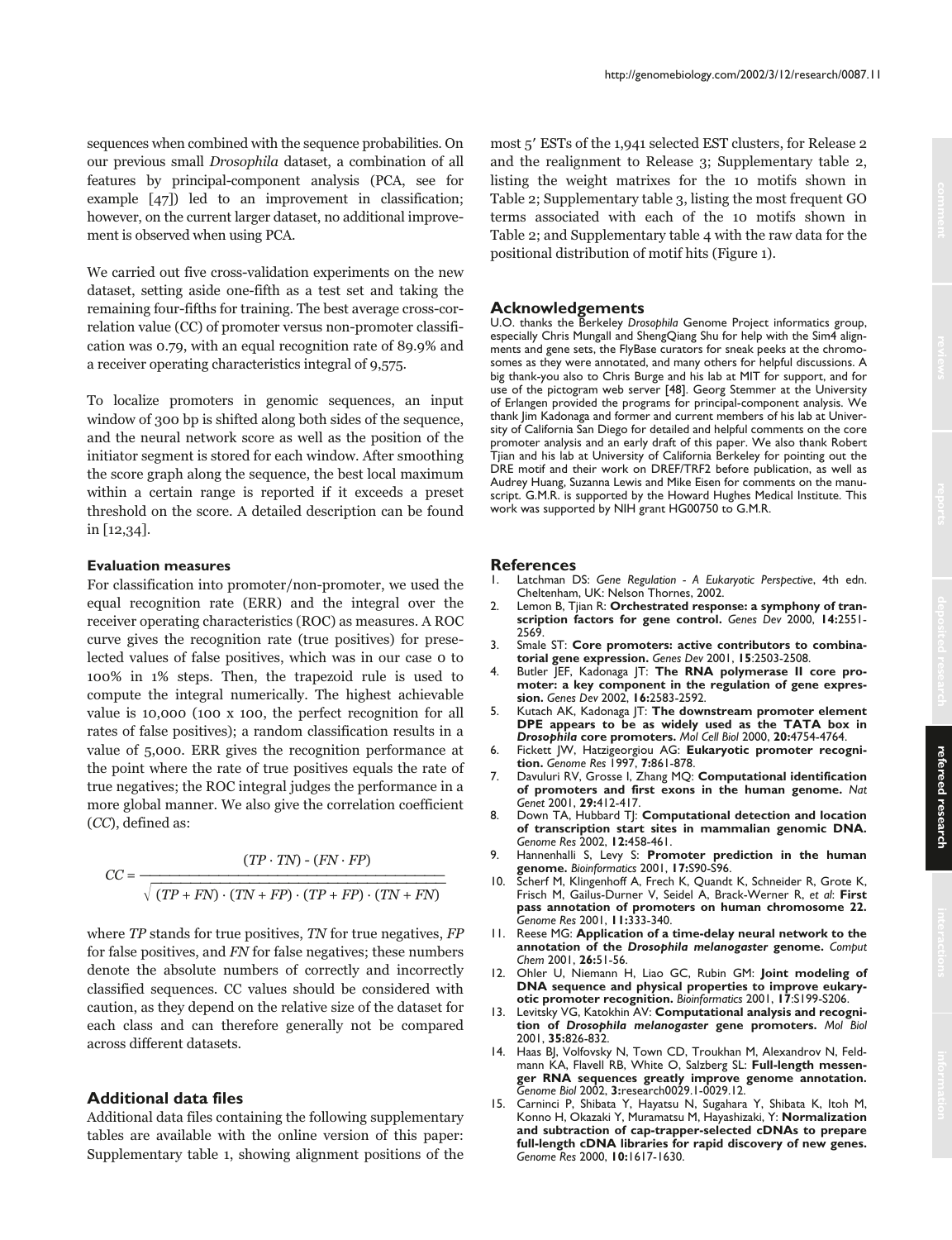sequences when combined with the sequence probabilities. On our previous small *Drosophila* dataset, a combination of all features by principal-component analysis (PCA, see for example [47]) led to an improvement in classification; however, on the current larger dataset, no additional improvement is observed when using PCA.

We carried out five cross-validation experiments on the new dataset, setting aside one-fifth as a test set and taking the remaining four-fifths for training. The best average cross-correlation value (CC) of promoter versus non-promoter classification was 0.79, with an equal recognition rate of 89.9% and a receiver operating characteristics integral of 9,575.

To localize promoters in genomic sequences, an input window of 300 bp is shifted along both sides of the sequence, and the neural network score as well as the position of the initiator segment is stored for each window. After smoothing the score graph along the sequence, the best local maximum within a certain range is reported if it exceeds a preset threshold on the score. A detailed description can be found in [12,34].

### Evaluation measures

For classification into promoter/non-promoter, we used the equal recognition rate (ERR) and the integral over the receiver operating characteristics (ROC) as measures. A ROC curve gives the recognition rate (true positives) for preselected values of false positives, which was in our case 0 to 100% in 1% steps. Then, the trapezoid rule is used to compute the integral numerically. The highest achievable value is 10,000 (100 x 100, the perfect recognition for all rates of false positives); a random classification results in a value of 5,000. ERR gives the recognition performance at the point where the rate of true positives equals the rate of true negatives; the ROC integral judges the performance in a more global manner. We also give the correlation coefficient (*CC*), defined as:

$$CC = \frac{(TP \cdot TN) - (FN \cdot FP)}{\sqrt{(TP + FN) \cdot (TN + FP) \cdot (TP + FP) \cdot (TN + FN)}}$$

where *TP* stands for true positives, *TN* for true negatives, *FP* for false positives, and *FN* for false negatives; these numbers denote the absolute numbers of correctly and incorrectly classified sequences. CC values should be considered with caution, as they depend on the relative size of the dataset for each class and can therefore generally not be compared across different datasets.

## Additional data files

Additional data files containing the following supplementary tables are available with the online version of this paper: Supplementary table 1, showing alignment positions of the most 5′ ESTs of the 1,941 selected EST clusters, for Release 2 and the realignment to Release 3; Supplementary table 2, listing the weight matrixes for the 10 motifs shown in Table 2; Supplementary table 3, listing the most frequent GO terms associated with each of the 10 motifs shown in Table 2; and Supplementary table 4 with the raw data for the positional distribution of motif hits (Figure 1).

## Acknowledgements

U.O. thanks the Berkeley *Drosophila* Genome Project informatics group, especially Chris Mungall and ShengQiang Shu for help with the Sim4 alignments and gene sets, the FlyBase curators for sneak peeks at the chromosomes as they were annotated, and many others for helpful discussions. A big thank-you also to Chris Burge and his lab at MIT for support, and for use of the pictogram web server [48]. Georg Stemmer at the University of Erlangen provided the programs for principal-component analysis. We thank Jim Kadonaga and former and current members of his lab at University of California San Diego for detailed and helpful comments on the core promoter analysis and an early draft of this paper. We also thank Robert Tjian and his lab at University of California Berkeley for pointing out the DRE motif and their work on DREF/TRF2 before publication, as well as Audrey Huang, Suzanna Lewis and Mike Eisen for comments on the manuscript. G.M.R. is supported by the Howard Hughes Medical Institute. This work was supported by NIH grant HG00750 to G.M.R.

## References

1. Latchman DS: *Gene Regulation - A Eukaryotic Perspective*, 4th edn. Cheltenham, UK: Nelson Thornes, 2002.
2. Lemon B, Tjian R: **Orchestrated response: a symphony of transcription factors for gene control.** *Genes Dev* 2000, **14:**2551-2569.
3. Smale ST: **Core promoters: active contributors to combinatorial gene expression.** *Genes Dev* 2001, **15**:2503-2508.
4. Butler JEF, Kadonaga JT: **The RNA polymerase II core promoter: a key component in the regulation of gene expression.** *Genes Dev* 2002, **16:**2583-2592.
5. Kutach AK, Kadonaga JT: **The downstream promoter element DPE appears to be as widely used as the TATA box in *Drosophila* core promoters.** *Mol Cell Biol* 2000, **20:**4754-4764.
6. Fickett JW, Hatzigeorgiou AG: **Eukaryotic promoter recognition.** *Genome Res* 1997, **7:**861-878.
7. Davuluri RV, Grosse I, Zhang MQ: **Computational identification of promoters and first exons in the human genome.** *Nat Genet* 2001, **29:**412-417.
8. Down TA, Hubbard TJ: **Computational detection and location of transcription start sites in mammalian genomic DNA.** *Genome Res* 2002, **12:**458-461.
9. Hannenhalli S, Levy S: **Promoter prediction in the human genome.** *Bioinformatics* 2001, **17:**S90-S96.
10. Scherf M, Klingenhoff A, Frech K, Quandt K, Schneider R, Grote K, Frisch M, Gailus-Durner V, Seidel A, Brack-Werner R, *et al*: **First pass annotation of promoters on human chromosome 22.** *Genome Res* 2001, **11:**333-340.
11. Reese MG: **Application of a time-delay neural network to the annotation of the *Drosophila melanogaster* genome.** *Comput Chem* 2001, **26:**51-56.
12. Ohler U, Niemann H, Liao GC, Rubin GM: **Joint modeling of DNA sequence and physical properties to improve eukaryotic promoter recognition.** *Bioinformatics* 2001, **17**:S199-S206.
13. Levitsky VG, Katokhin AV: **Computational analysis and recognition of *Drosophila melanogaster* gene promoters.** *Mol Biol* 2001, **35:**826-832.
14. Haas BJ, Volfovsky N, Town CD, Troukhan M, Alexandrov N, Feldmann KA, Flavell RB, White O, Salzberg SL: **Full-length messenger RNA sequences greatly improve genome annotation.** *Genome Biol* 2002, **3:**research0029.1-0029.12.
15. Carninci P, Shibata Y, Hayatsu N, Sugahara Y, Shibata K, Itoh M, Konno H, Okazaki Y, Muramatsu M, Hayashizaki, Y: **Normalization and subtraction of cap-trapper-selected cDNAs to prepare full-length cDNA libraries for rapid discovery of new genes.** *Genome Res* 2000, **10:**1617-1630.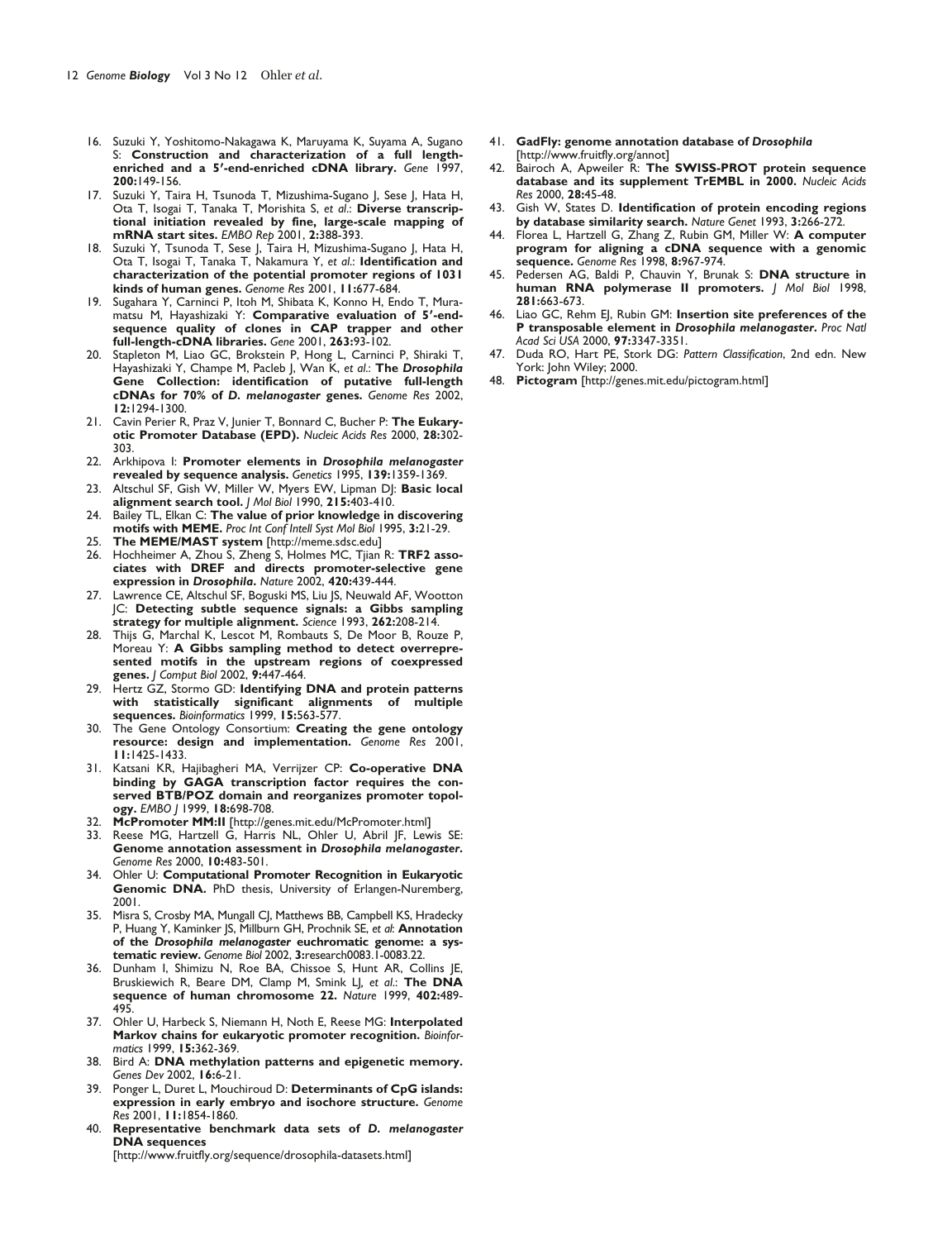16. Suzuki Y, Yoshitomo-Nakagawa K, Maruyama K, Suyama A, Sugano S: **Construction and characterization of a full length-enriched and a 5′-end-enriched cDNA library.** *Gene* 1997, **200:**149-156.
17. Suzuki Y, Taira H, Tsunoda T, Mizushima-Sugano J, Sese J, Hata H, Ota T, Isogai T, Tanaka T, Morishita S, *et al*.: **Diverse transcriptional initiation revealed by fine, large-scale mapping of mRNA start sites.** *EMBO Rep* 2001, **2:**388-393.
18. Suzuki Y, Tsunoda T, Sese J, Taira H, Mizushima-Sugano J, Hata H, Ota T, Isogai T, Tanaka T, Nakamura Y, *et al*.: **Identification and characterization of the potential promoter regions of 1031 kinds of human genes.** *Genome Res* 2001, **11:**677-684.
19. Sugahara Y, Carninci P, Itoh M, Shibata K, Konno H, Endo T, Muramatsu M, Hayashizaki Y: **Comparative evaluation of 5′-end-sequence quality of clones in CAP trapper and other full-length-cDNA libraries.** *Gene* 2001, **263:**93-102.
20. Stapleton M, Liao GC, Brokstein P, Hong L, Carninci P, Shiraki T, Hayashizaki Y, Champe M, Pacleb J, Wan K, *et al.*: **The *Drosophila* Gene Collection: identification of putative full-length cDNAs for 70% of *D. melanogaster* genes.** *Genome Res* 2002, **12:**1294-1300.
21. Cavin Perier R, Praz V, Junier T, Bonnard C, Bucher P: **The Eukaryotic Promoter Database (EPD).** *Nucleic Acids Res* 2000, **28:**302-303.
22. Arkhipova I: **Promoter elements in *Drosophila melanogaster* revealed by sequence analysis.** *Genetics* 1995, **139:**1359-1369.
23. Altschul SF, Gish W, Miller W, Myers EW, Lipman DJ: **Basic local alignment search tool.** *J Mol Biol* 1990, **215:**403-410.
24. Bailey TL, Elkan C: **The value of prior knowledge in discovering motifs with MEME.** *Proc Int Conf Intell Syst Mol Biol* 1995, **3:**21-29.
25. **The MEME/MAST system** [http://meme.sdsc.edu]
26. Hochheimer A, Zhou S, Zheng S, Holmes MC, Tjian R: **TRF2 associates with DREF and directs promoter-selective gene expression in *Drosophila*.** *Nature* 2002, **420:**439-444.
27. Lawrence CE, Altschul SF, Boguski MS, Liu JS, Neuwald AF, Wootton JC: **Detecting subtle sequence signals: a Gibbs sampling strategy for multiple alignment.** *Science* 1993, **262:**208-214.
28. Thijs G, Marchal K, Lescot M, Rombauts S, De Moor B, Rouze P, Moreau Y: **A Gibbs sampling method to detect overrepresented motifs in the upstream regions of coexpressed genes.** *J Comput Biol* 2002, **9:**447-464.
29. Hertz GZ, Stormo GD: **Identifying DNA and protein patterns with statistically significant alignments of multiple sequences.** *Bioinformatics* 1999, **15:**563-577.
30. The Gene Ontology Consortium: **Creating the gene ontology resource: design and implementation.** *Genome Res* 2001, **11:**1425-1433.
31. Katsani KR, Hajibagheri MA, Verrijzer CP: **Co-operative DNA binding by GAGA transcription factor requires the conserved BTB/POZ domain and reorganizes promoter topology.** *EMBO J* 1999, **18:**698-708.
32. **McPromoter MM:II** [http://genes.mit.edu/McPromoter.html]
33. Reese MG, Hartzell G, Harris NL, Ohler U, Abril JF, Lewis SE: **Genome annotation assessment in *Drosophila melanogaster*.** *Genome Res* 2000, **10:**483-501.
34. Ohler U: **Computational Promoter Recognition in Eukaryotic Genomic DNA.** PhD thesis, University of Erlangen-Nuremberg, 2001.
35. Misra S, Crosby MA, Mungall CJ, Matthews BB, Campbell KS, Hradecky P, Huang Y, Kaminker JS, Millburn GH, Prochnik SE, *et al*: **Annotation of the *Drosophila melanogaster* euchromatic genome: a systematic review.** *Genome Biol* 2002, **3:**research0083.1-0083.22.
36. Dunham I, Shimizu N, Roe BA, Chissoe S, Hunt AR, Collins JE, Bruskiewich R, Beare DM, Clamp M, Smink LJ, *et al.*: **The DNA sequence of human chromosome 22.** *Nature* 1999, **402:**489-495.
37. Ohler U, Harbeck S, Niemann H, Noth E, Reese MG: **Interpolated Markov chains for eukaryotic promoter recognition.** *Bioinformatics* 1999, **15:**362-369.
38. Bird A: **DNA methylation patterns and epigenetic memory.** *Genes Dev* 2002, **16:**6-21.
39. Ponger L, Duret L, Mouchiroud D: **Determinants of CpG islands: expression in early embryo and isochore structure.** *Genome Res* 2001, **11:**1854-1860.
40. **Representative benchmark data sets of *D. melanogaster* DNA sequences** [http://www.fruitfly.org/sequence/drosophila-datasets.html]
41. **GadFly: genome annotation database of *Drosophila*** [http://www.fruitfly.org/annot]
42. Bairoch A, Apweiler R: **The SWISS-PROT protein sequence database and its supplement TrEMBL in 2000.** *Nucleic Acids Res* 2000, **28:**45-48.
43. Gish W, States D. **Identification of protein encoding regions by database similarity search.** *Nature Genet* 1993, **3:**266-272.
44. Florea L, Hartzell G, Zhang Z, Rubin GM, Miller W: **A computer program for aligning a cDNA sequence with a genomic sequence.** *Genome Res* 1998, **8:**967-974.
45. Pedersen AG, Baldi P, Chauvin Y, Brunak S: **DNA structure in human RNA polymerase II promoters.** *J Mol Biol* 1998, **281:**663-673.
46. Liao GC, Rehm EJ, Rubin GM: **Insertion site preferences of the P transposable element in *Drosophila melanogaster*.** *Proc Natl Acad Sci USA* 2000, **97:**3347-3351.
47. Duda RO, Hart PE, Stork DG: *Pattern Classification*, 2nd edn. New York: John Wiley; 2000.
48. **Pictogram** [http://genes.mit.edu/pictogram.html]